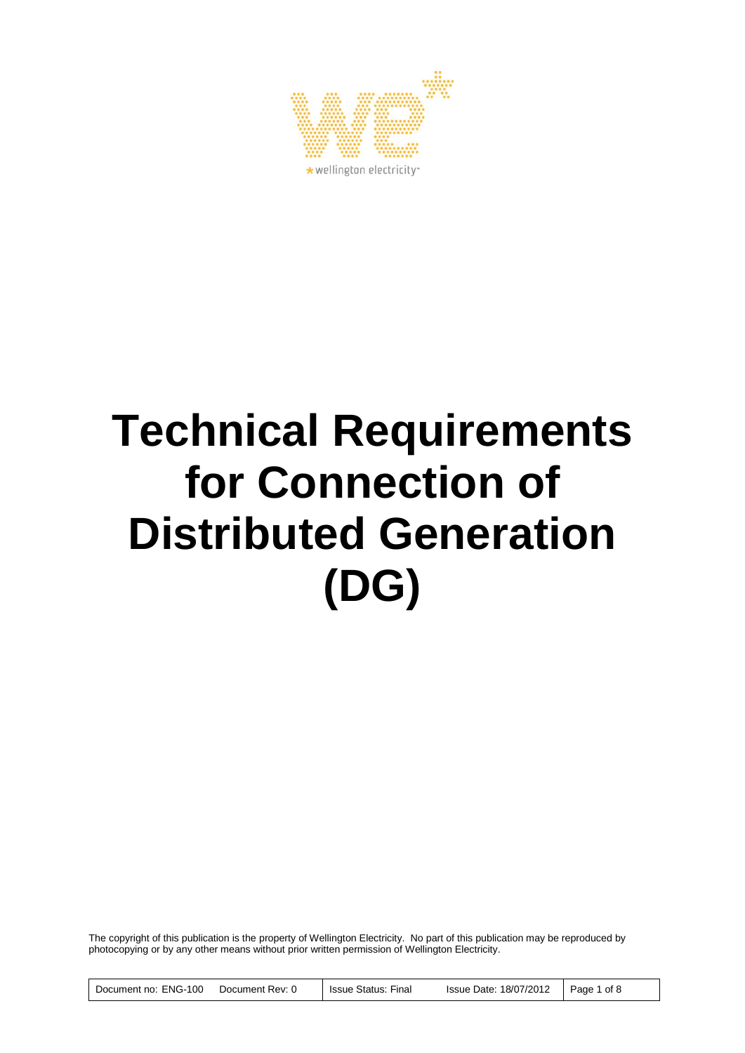# Technical Requirements for Connection of Distributed Generation (DG)

The copyright of this publication is the property of Wellington Electricity. No part of this publication may be reproduced by photocopying or by any other means without prior written permission of Wellington Electricity.

| Document no: ENG-100 | Document Rev: 0 | Issue Status: Final | Issue Date: 18/07/2012 |
|---|---|---|---|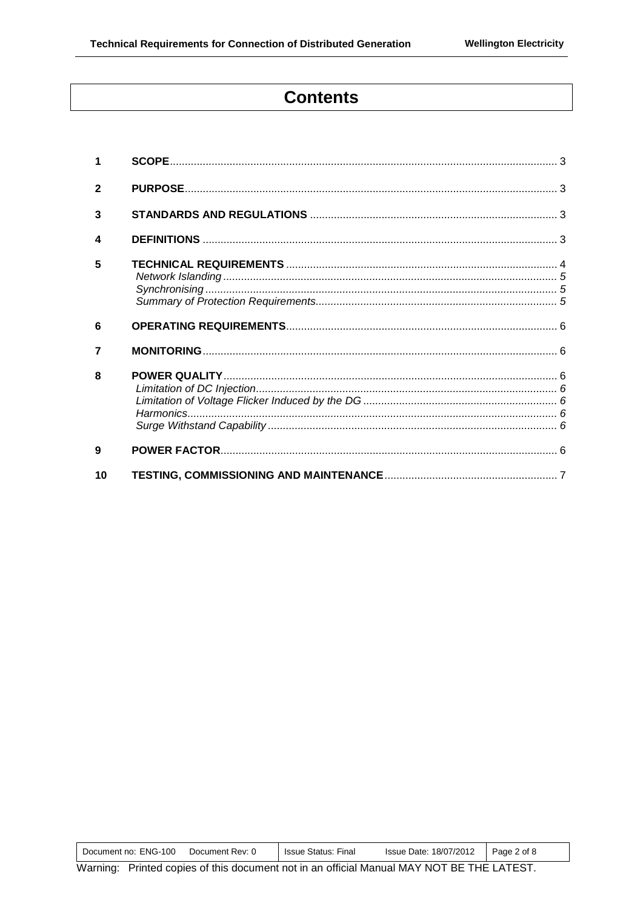# Contents

| | | |
|---|---|---|
| 1 | **SCOPE** | 3 |
| 2 | **PURPOSE** | 3 |
| 3 | **STANDARDS AND REGULATIONS** | 3 |
| 4 | **DEFINITIONS** | 3 |
| 5 | **TECHNICAL REQUIREMENTS** | 4 |
| | *Network Islanding* | *5* |
| | *Synchronising* | *5* |
| | *Summary of Protection Requirements* | *5* |
| 6 | **OPERATING REQUIREMENTS** | 6 |
| 7 | **MONITORING** | 6 |
| 8 | **POWER QUALITY** | 6 |
| | *Limitation of DC Injection* | *6* |
| | *Limitation of Voltage Flicker Induced by the DG* | *6* |
| | *Harmonics* | *6* |
| | *Surge Withstand Capability* | *6* |
| 9 | **POWER FACTOR** | 6 |
| 10 | **TESTING, COMMISSIONING AND MAINTENANCE** | 7 |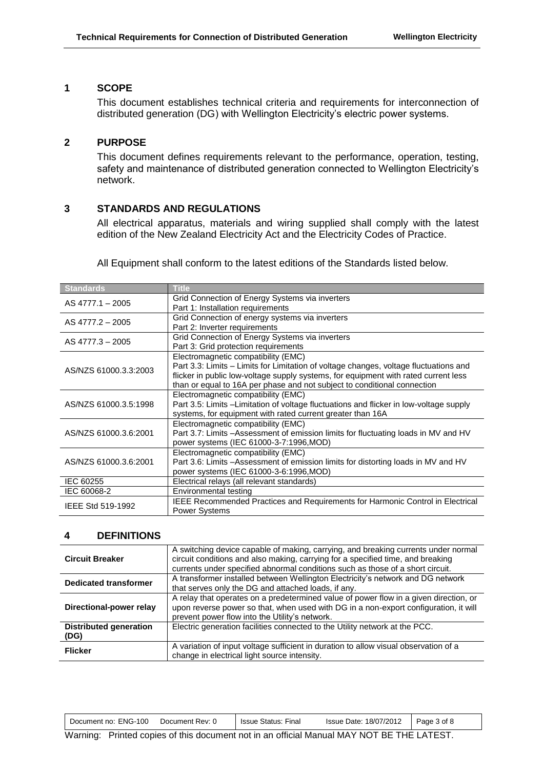## 1 SCOPE

This document establishes technical criteria and requirements for interconnection of distributed generation (DG) with Wellington Electricity's electric power systems.

## 2 PURPOSE

This document defines requirements relevant to the performance, operation, testing, safety and maintenance of distributed generation connected to Wellington Electricity's network.

## 3 STANDARDS AND REGULATIONS

All electrical apparatus, materials and wiring supplied shall comply with the latest edition of the New Zealand Electricity Act and the Electricity Codes of Practice.

All Equipment shall conform to the latest editions of the Standards listed below.

| Standards | Title |
|---|---|
| AS 4777.1 – 2005 | Grid Connection of Energy Systems via inverters<br>Part 1: Installation requirements |
| AS 4777.2 – 2005 | Grid Connection of energy systems via inverters<br>Part 2: Inverter requirements |
| AS 4777.3 – 2005 | Grid Connection of Energy Systems via inverters<br>Part 3: Grid protection requirements |
| AS/NZS 61000.3.3:2003 | Electromagnetic compatibility (EMC)<br>Part 3.3: Limits – Limits for Limitation of voltage changes, voltage fluctuations and flicker in public low-voltage supply systems, for equipment with rated current less than or equal to 16A per phase and not subject to conditional connection |
| AS/NZS 61000.3.5:1998 | Electromagnetic compatibility (EMC)<br>Part 3.5: Limits –Limitation of voltage fluctuations and flicker in low-voltage supply systems, for equipment with rated current greater than 16A |
| AS/NZS 61000.3.6:2001 | Electromagnetic compatibility (EMC)<br>Part 3.7: Limits –Assessment of emission limits for fluctuating loads in MV and HV power systems (IEC 61000-3-7:1996,MOD) |
| AS/NZS 61000.3.6:2001 | Electromagnetic compatibility (EMC)<br>Part 3.6: Limits –Assessment of emission limits for distorting loads in MV and HV power systems (IEC 61000-3-6:1996,MOD) |
| IEC 60255 | Electrical relays (all relevant standards) |
| IEC 60068-2 | Environmental testing |
| IEEE Std 519-1992 | IEEE Recommended Practices and Requirements for Harmonic Control in Electrical Power Systems |

## 4 DEFINITIONS

| | |
|---|---|
| **Circuit Breaker** | A switching device capable of making, carrying, and breaking currents under normal circuit conditions and also making, carrying for a specified time, and breaking currents under specified abnormal conditions such as those of a short circuit. |
| **Dedicated transformer** | A transformer installed between Wellington Electricity's network and DG network that serves only the DG and attached loads, if any. |
| **Directional-power relay** | A relay that operates on a predetermined value of power flow in a given direction, or upon reverse power so that, when used with DG in a non-export configuration, it will prevent power flow into the Utility's network. |
| **Distributed generation (DG)** | Electric generation facilities connected to the Utility network at the PCC. |
| **Flicker** | A variation of input voltage sufficient in duration to allow visual observation of a change in electrical light source intensity. |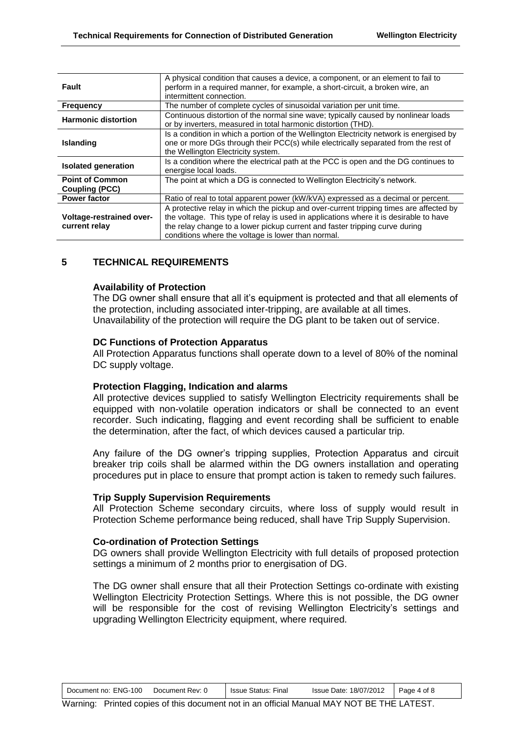| | |
|---|---|
| **Fault** | A physical condition that causes a device, a component, or an element to fail to perform in a required manner, for example, a short-circuit, a broken wire, an intermittent connection. |
| **Frequency** | The number of complete cycles of sinusoidal variation per unit time. |
| **Harmonic distortion** | Continuous distortion of the normal sine wave; typically caused by nonlinear loads or by inverters, measured in total harmonic distortion (THD). |
| **Islanding** | Is a condition in which a portion of the Wellington Electricity network is energised by one or more DGs through their PCC(s) while electrically separated from the rest of the Wellington Electricity system. |
| **Isolated generation** | Is a condition where the electrical path at the PCC is open and the DG continues to energise local loads. |
| **Point of Common Coupling (PCC)** | The point at which a DG is connected to Wellington Electricity's network. |
| **Power factor** | Ratio of real to total apparent power (kW/kVA) expressed as a decimal or percent. |
| **Voltage-restrained over-current relay** | A protective relay in which the pickup and over-current tripping times are affected by the voltage. This type of relay is used in applications where it is desirable to have the relay change to a lower pickup current and faster tripping curve during conditions where the voltage is lower than normal. |

# 5 TECHNICAL REQUIREMENTS

### Availability of Protection

The DG owner shall ensure that all it's equipment is protected and that all elements of the protection, including associated inter-tripping, are available at all times. Unavailability of the protection will require the DG plant to be taken out of service.

### DC Functions of Protection Apparatus

All Protection Apparatus functions shall operate down to a level of 80% of the nominal DC supply voltage.

### Protection Flagging, Indication and alarms

All protective devices supplied to satisfy Wellington Electricity requirements shall be equipped with non-volatile operation indicators or shall be connected to an event recorder. Such indicating, flagging and event recording shall be sufficient to enable the determination, after the fact, of which devices caused a particular trip.

Any failure of the DG owner's tripping supplies, Protection Apparatus and circuit breaker trip coils shall be alarmed within the DG owners installation and operating procedures put in place to ensure that prompt action is taken to remedy such failures.

### Trip Supply Supervision Requirements

All Protection Scheme secondary circuits, where loss of supply would result in Protection Scheme performance being reduced, shall have Trip Supply Supervision.

### Co-ordination of Protection Settings

DG owners shall provide Wellington Electricity with full details of proposed protection settings a minimum of 2 months prior to energisation of DG.

The DG owner shall ensure that all their Protection Settings co-ordinate with existing Wellington Electricity Protection Settings. Where this is not possible, the DG owner will be responsible for the cost of revising Wellington Electricity's settings and upgrading Wellington Electricity equipment, where required.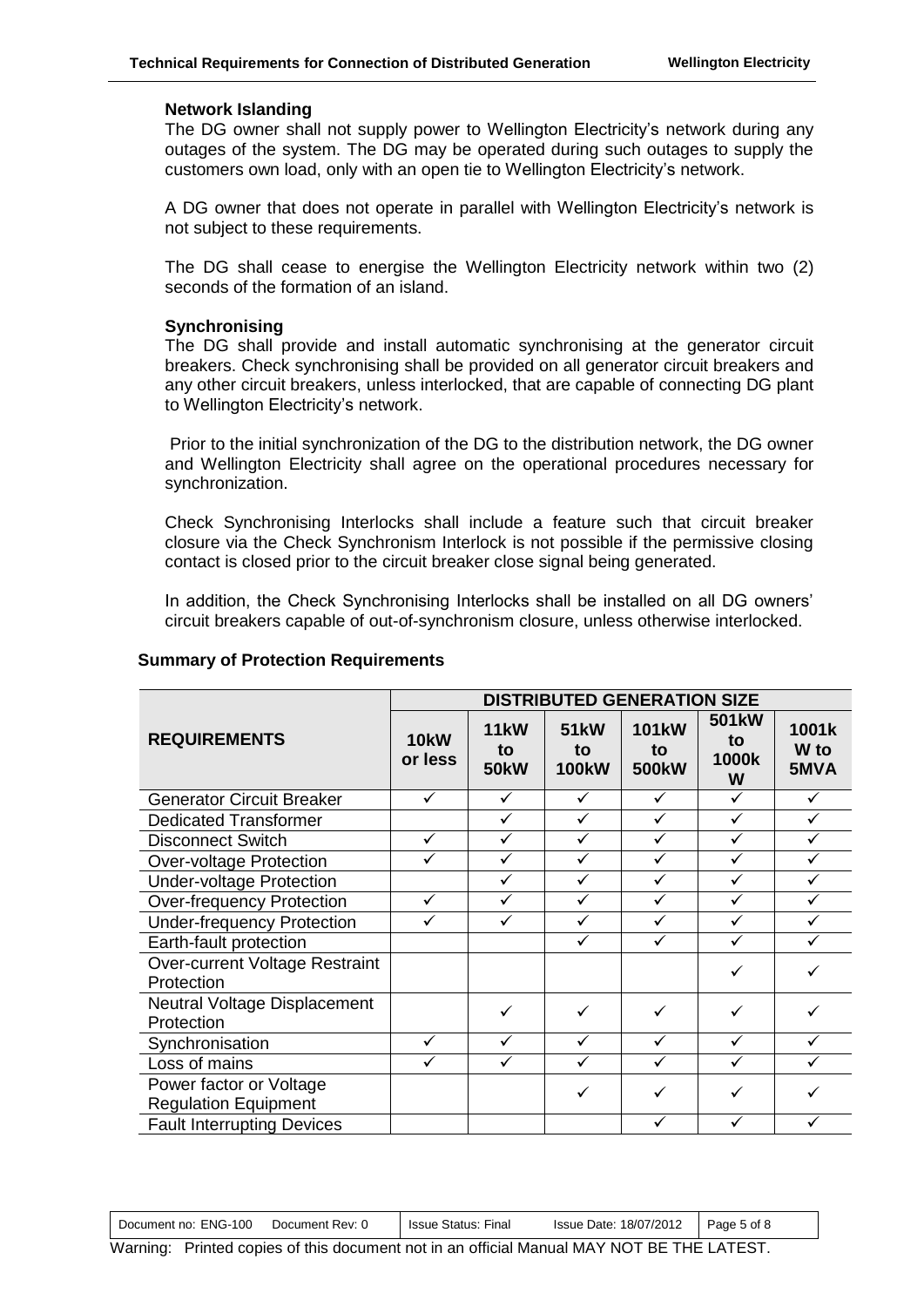### Network Islanding

The DG owner shall not supply power to Wellington Electricity's network during any outages of the system. The DG may be operated during such outages to supply the customers own load, only with an open tie to Wellington Electricity's network.

A DG owner that does not operate in parallel with Wellington Electricity's network is not subject to these requirements.

The DG shall cease to energise the Wellington Electricity network within two (2) seconds of the formation of an island.

### Synchronising

The DG shall provide and install automatic synchronising at the generator circuit breakers. Check synchronising shall be provided on all generator circuit breakers and any other circuit breakers, unless interlocked, that are capable of connecting DG plant to Wellington Electricity's network.

Prior to the initial synchronization of the DG to the distribution network, the DG owner and Wellington Electricity shall agree on the operational procedures necessary for synchronization.

Check Synchronising Interlocks shall include a feature such that circuit breaker closure via the Check Synchronism Interlock is not possible if the permissive closing contact is closed prior to the circuit breaker close signal being generated.

In addition, the Check Synchronising Interlocks shall be installed on all DG owners' circuit breakers capable of out-of-synchronism closure, unless otherwise interlocked.

### Summary of Protection Requirements

| REQUIREMENTS | DISTRIBUTED GENERATION SIZE | | | | | |
|---|---|---|---|---|---|---|
| | 10kW or less | 11kW to 50kW | 51kW to 100kW | 101kW to 500kW | 501kW to 1000kW | 1001kW to 5MVA |
| Generator Circuit Breaker | ✓ | ✓ | ✓ | ✓ | ✓ | ✓ |
| Dedicated Transformer | | ✓ | ✓ | ✓ | ✓ | ✓ |
| Disconnect Switch | ✓ | ✓ | ✓ | ✓ | ✓ | ✓ |
| Over-voltage Protection | ✓ | ✓ | ✓ | ✓ | ✓ | ✓ |
| Under-voltage Protection | | ✓ | ✓ | ✓ | ✓ | ✓ |
| Over-frequency Protection | ✓ | ✓ | ✓ | ✓ | ✓ | ✓ |
| Under-frequency Protection | ✓ | ✓ | ✓ | ✓ | ✓ | ✓ |
| Earth-fault protection | | | ✓ | ✓ | ✓ | ✓ |
| Over-current Voltage Restraint Protection | | | | | ✓ | ✓ |
| Neutral Voltage Displacement Protection | | ✓ | ✓ | ✓ | ✓ | ✓ |
| Synchronisation | ✓ | ✓ | ✓ | ✓ | ✓ | ✓ |
| Loss of mains | ✓ | ✓ | ✓ | ✓ | ✓ | ✓ |
| Power factor or Voltage Regulation Equipment | | | ✓ | ✓ | ✓ | ✓ |
| Fault Interrupting Devices | | | | ✓ | ✓ | ✓ |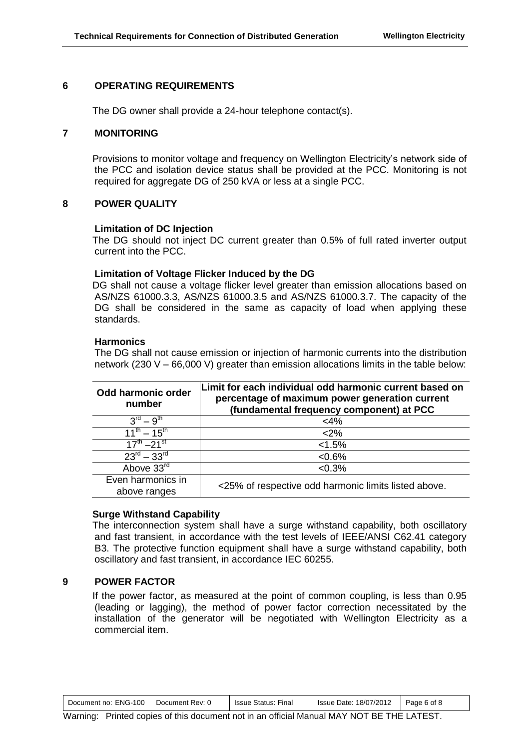## 6 OPERATING REQUIREMENTS

The DG owner shall provide a 24-hour telephone contact(s).

## 7 MONITORING

Provisions to monitor voltage and frequency on Wellington Electricity's network side of the PCC and isolation device status shall be provided at the PCC. Monitoring is not required for aggregate DG of 250 kVA or less at a single PCC.

## 8 POWER QUALITY

**Limitation of DC Injection**

The DG should not inject DC current greater than 0.5% of full rated inverter output current into the PCC.

**Limitation of Voltage Flicker Induced by the DG**

DG shall not cause a voltage flicker level greater than emission allocations based on AS/NZS 61000.3.3, AS/NZS 61000.3.5 and AS/NZS 61000.3.7. The capacity of the DG shall be considered in the same as capacity of load when applying these standards.

**Harmonics**

The DG shall not cause emission or injection of harmonic currents into the distribution network (230 V – 66,000 V) greater than emission allocations limits in the table below:

| Odd harmonic order number | Limit for each individual odd harmonic current based on percentage of maximum power generation current (fundamental frequency component) at PCC |
|---|---|
| 3rd – 9th | <4% |
| 11th – 15th | <2% |
| 17th –21st | <1.5% |
| 23rd – 33rd | <0.6% |
| Above 33rd | <0.3% |
| Even harmonics in above ranges | <25% of respective odd harmonic limits listed above. |

**Surge Withstand Capability**

The interconnection system shall have a surge withstand capability, both oscillatory and fast transient, in accordance with the test levels of IEEE/ANSI C62.41 category B3. The protective function equipment shall have a surge withstand capability, both oscillatory and fast transient, in accordance IEC 60255.

## 9 POWER FACTOR

If the power factor, as measured at the point of common coupling, is less than 0.95 (leading or lagging), the method of power factor correction necessitated by the installation of the generator will be negotiated with Wellington Electricity as a commercial item.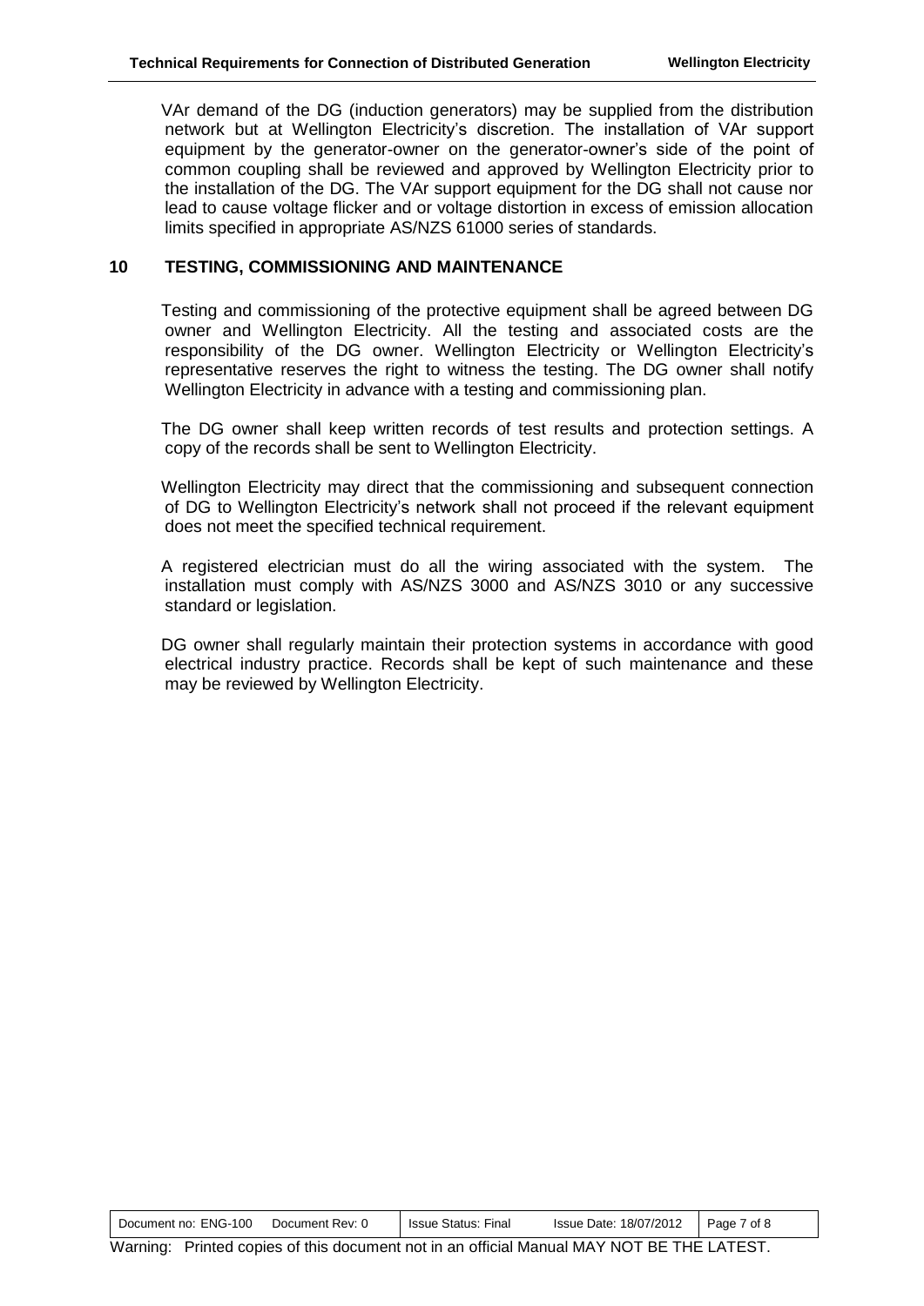VAr demand of the DG (induction generators) may be supplied from the distribution network but at Wellington Electricity's discretion. The installation of VAr support equipment by the generator-owner on the generator-owner's side of the point of common coupling shall be reviewed and approved by Wellington Electricity prior to the installation of the DG. The VAr support equipment for the DG shall not cause nor lead to cause voltage flicker and or voltage distortion in excess of emission allocation limits specified in appropriate AS/NZS 61000 series of standards.

## 10 TESTING, COMMISSIONING AND MAINTENANCE

Testing and commissioning of the protective equipment shall be agreed between DG owner and Wellington Electricity. All the testing and associated costs are the responsibility of the DG owner. Wellington Electricity or Wellington Electricity's representative reserves the right to witness the testing. The DG owner shall notify Wellington Electricity in advance with a testing and commissioning plan.

The DG owner shall keep written records of test results and protection settings. A copy of the records shall be sent to Wellington Electricity.

Wellington Electricity may direct that the commissioning and subsequent connection of DG to Wellington Electricity's network shall not proceed if the relevant equipment does not meet the specified technical requirement.

A registered electrician must do all the wiring associated with the system. The installation must comply with AS/NZS 3000 and AS/NZS 3010 or any successive standard or legislation.

DG owner shall regularly maintain their protection systems in accordance with good electrical industry practice. Records shall be kept of such maintenance and these may be reviewed by Wellington Electricity.